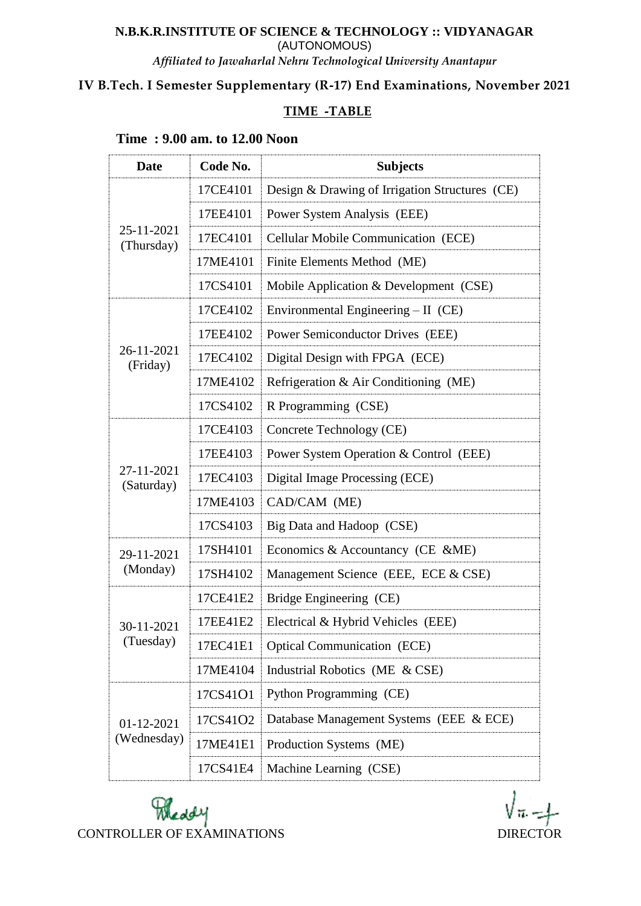**N.B.K.R.INSTITUTE OF SCIENCE & TECHNOLOGY :: VIDYANAGAR**

(AUTONOMOUS)

*Affiliated to Jawaharlal Nehru Technological University Anantapur*

## IV B.Tech. I Semester Supplementary (R-17) End Examinations, November 2021

### TIME -TABLE

**Time : 9.00 am. to 12.00 Noon**

| Date | Code No. | Subjects |
|---|---|---|
| 25-11-2021 (Thursday) | 17CE4101 | Design & Drawing of Irrigation Structures (CE) |
| | 17EE4101 | Power System Analysis (EEE) |
| | 17EC4101 | Cellular Mobile Communication (ECE) |
| | 17ME4101 | Finite Elements Method (ME) |
| | 17CS4101 | Mobile Application & Development (CSE) |
| 26-11-2021 (Friday) | 17CE4102 | Environmental Engineering – II (CE) |
| | 17EE4102 | Power Semiconductor Drives (EEE) |
| | 17EC4102 | Digital Design with FPGA (ECE) |
| | 17ME4102 | Refrigeration & Air Conditioning (ME) |
| | 17CS4102 | R Programming (CSE) |
| 27-11-2021 (Saturday) | 17CE4103 | Concrete Technology (CE) |
| | 17EE4103 | Power System Operation & Control (EEE) |
| | 17EC4103 | Digital Image Processing (ECE) |
| | 17ME4103 | CAD/CAM (ME) |
| | 17CS4103 | Big Data and Hadoop (CSE) |
| 29-11-2021 (Monday) | 17SH4101 | Economics & Accountancy (CE &ME) |
| | 17SH4102 | Management Science (EEE, ECE & CSE) |
| 30-11-2021 (Tuesday) | 17CE41E2 | Bridge Engineering (CE) |
| | 17EE41E2 | Electrical & Hybrid Vehicles (EEE) |
| | 17EC41E1 | Optical Communication (ECE) |
| | 17ME4104 | Industrial Robotics (ME & CSE) |
| 01-12-2021 (Wednesday) | 17CS41O1 | Python Programming (CE) |
| | 17CS41O2 | Database Management Systems (EEE & ECE) |
| | 17ME41E1 | Production Systems (ME) |
| | 17CS41E4 | Machine Learning (CSE) |

CONTROLLER OF EXAMINATIONS

DIRECTOR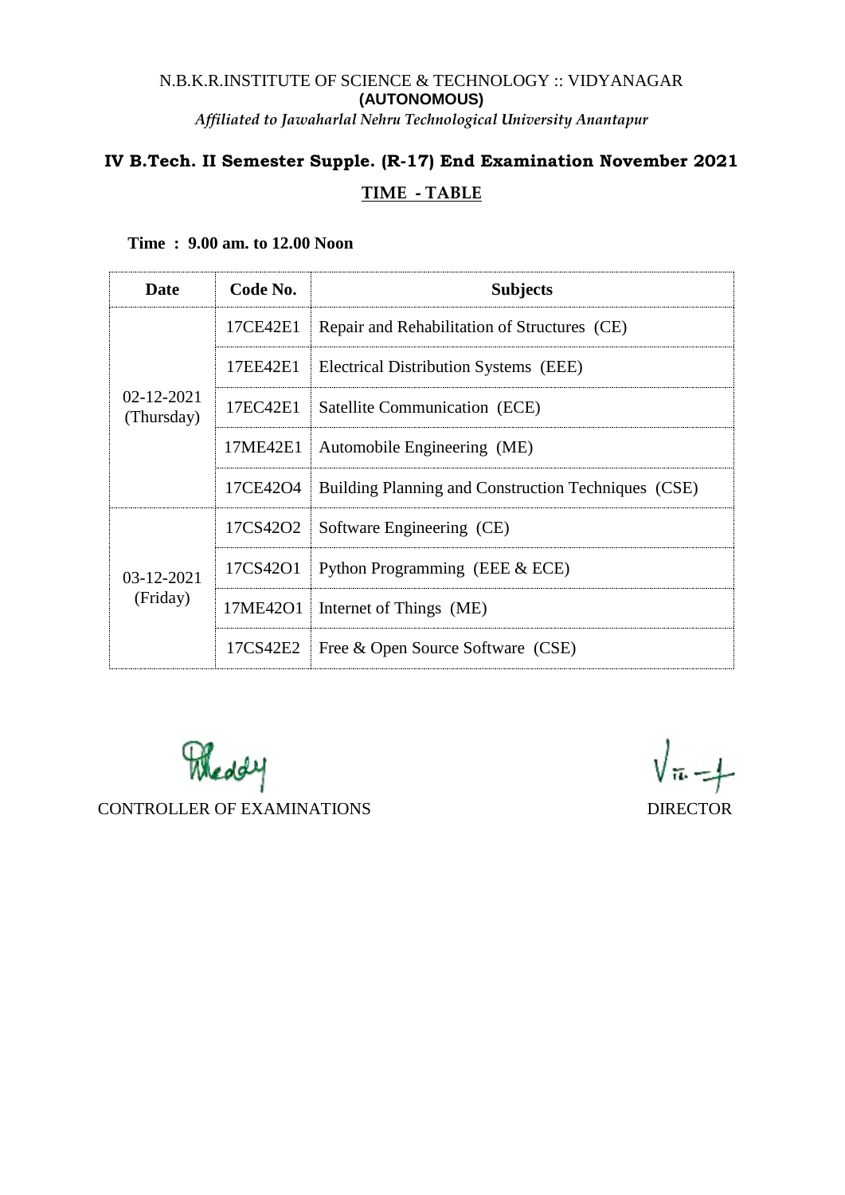N.B.K.R.INSTITUTE OF SCIENCE & TECHNOLOGY :: VIDYANAGAR

**(AUTONOMOUS)**

*Affiliated to Jawaharlal Nehru Technological University Anantapur*

## IV B.Tech. II Semester Supple. (R-17) End Examination November 2021

### TIME - TABLE

**Time : 9.00 am. to 12.00 Noon**

| Date | Code No. | Subjects |
|---|---|---|
| 02-12-2021 (Thursday) | 17CE42E1 | Repair and Rehabilitation of Structures (CE) |
| | 17EE42E1 | Electrical Distribution Systems (EEE) |
| | 17EC42E1 | Satellite Communication (ECE) |
| | 17ME42E1 | Automobile Engineering (ME) |
| | 17CE42O4 | Building Planning and Construction Techniques (CSE) |
| 03-12-2021 (Friday) | 17CS42O2 | Software Engineering (CE) |
| | 17CS42O1 | Python Programming (EEE & ECE) |
| | 17ME42O1 | Internet of Things (ME) |
| | 17CS42E2 | Free & Open Source Software (CSE) |

CONTROLLER OF EXAMINATIONS

DIRECTOR